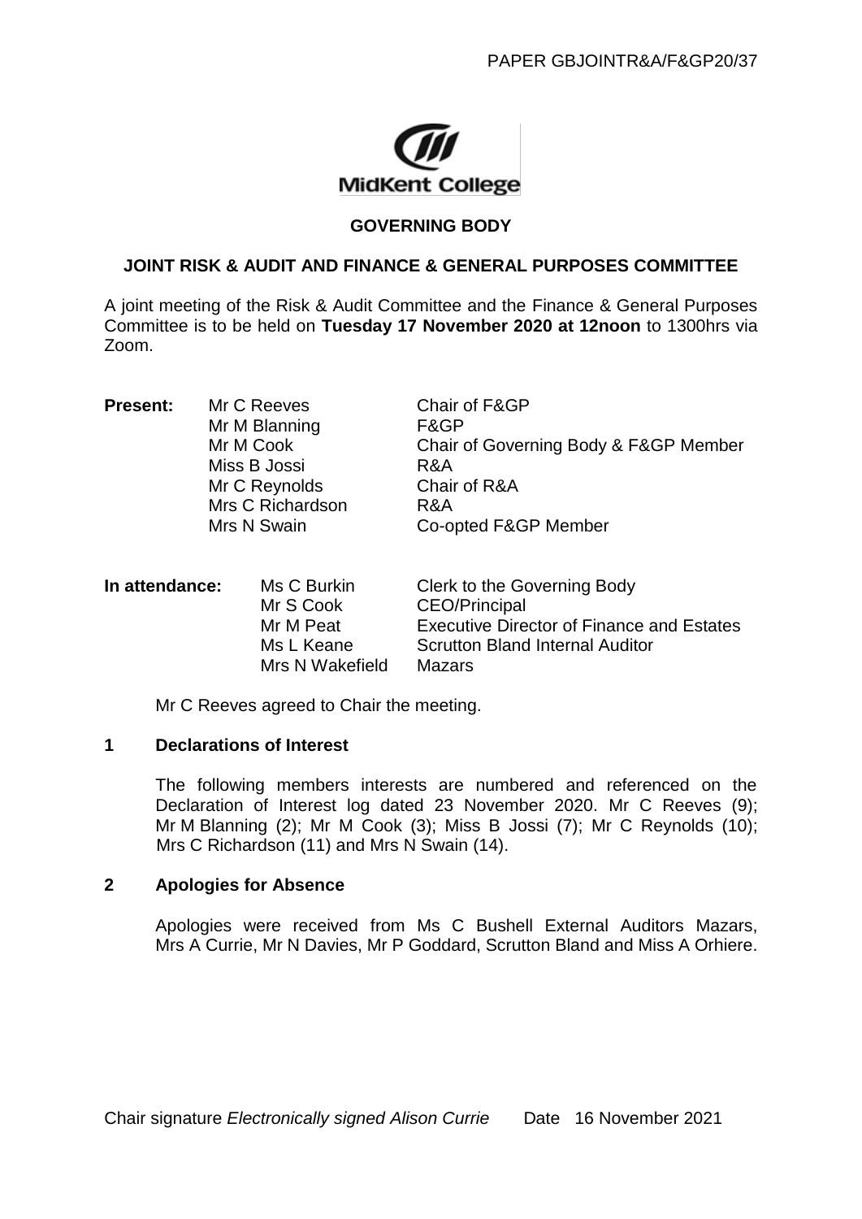PAPER GBJOINTR&A/F&GP20/37

MidKent College

**GOVERNING BODY**

**JOINT RISK & AUDIT AND FINANCE & GENERAL PURPOSES COMMITTEE**

A joint meeting of the Risk & Audit Committee and the Finance & General Purposes Committee is to be held on **Tuesday 17 November 2020 at 12noon** to 1300hrs via Zoom.

| **Present:** | | |
|---|---|---|
| | Mr C Reeves | Chair of F&GP |
| | Mr M Blanning | F&GP |
| | Mr M Cook | Chair of Governing Body & F&GP Member |
| | Miss B Jossi | R&A |
| | Mr C Reynolds | Chair of R&A |
| | Mrs C Richardson | R&A |
| | Mrs N Swain | Co-opted F&GP Member |

| **In attendance:** | | |
|---|---|---|
| | Ms C Burkin | Clerk to the Governing Body |
| | Mr S Cook | CEO/Principal |
| | Mr M Peat | Executive Director of Finance and Estates |
| | Ms L Keane | Scrutton Bland Internal Auditor |
| | Mrs N Wakefield | Mazars |

Mr C Reeves agreed to Chair the meeting.

## 1 Declarations of Interest

The following members interests are numbered and referenced on the Declaration of Interest log dated 23 November 2020. Mr C Reeves (9); Mr M Blanning (2); Mr M Cook (3); Miss B Jossi (7); Mr C Reynolds (10); Mrs C Richardson (11) and Mrs N Swain (14).

## 2 Apologies for Absence

Apologies were received from Ms C Bushell External Auditors Mazars, Mrs A Currie, Mr N Davies, Mr P Goddard, Scrutton Bland and Miss A Orhiere.

Chair signature *Electronically signed Alison Currie* Date 16 November 2021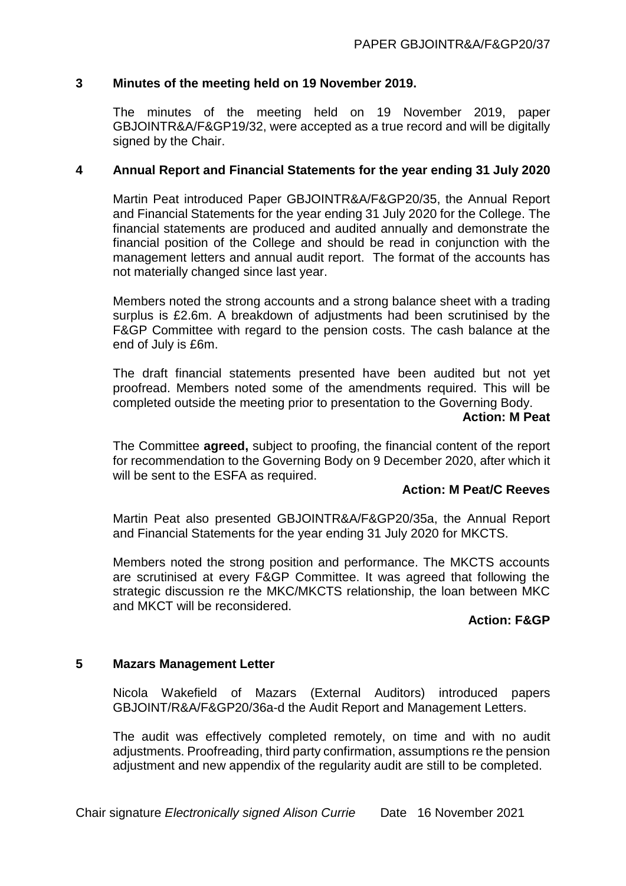## 3 Minutes of the meeting held on 19 November 2019.

The minutes of the meeting held on 19 November 2019, paper GBJOINTR&A/F&GP19/32, were accepted as a true record and will be digitally signed by the Chair.

## 4 Annual Report and Financial Statements for the year ending 31 July 2020

Martin Peat introduced Paper GBJOINTR&A/F&GP20/35, the Annual Report and Financial Statements for the year ending 31 July 2020 for the College. The financial statements are produced and audited annually and demonstrate the financial position of the College and should be read in conjunction with the management letters and annual audit report. The format of the accounts has not materially changed since last year.

Members noted the strong accounts and a strong balance sheet with a trading surplus is £2.6m. A breakdown of adjustments had been scrutinised by the F&GP Committee with regard to the pension costs. The cash balance at the end of July is £6m.

The draft financial statements presented have been audited but not yet proofread. Members noted some of the amendments required. This will be completed outside the meeting prior to presentation to the Governing Body.

**Action: M Peat**

The Committee **agreed,** subject to proofing, the financial content of the report for recommendation to the Governing Body on 9 December 2020, after which it will be sent to the ESFA as required.

**Action: M Peat/C Reeves**

Martin Peat also presented GBJOINTR&A/F&GP20/35a, the Annual Report and Financial Statements for the year ending 31 July 2020 for MKCTS.

Members noted the strong position and performance. The MKCTS accounts are scrutinised at every F&GP Committee. It was agreed that following the strategic discussion re the MKC/MKCTS relationship, the loan between MKC and MKCT will be reconsidered.

**Action: F&GP**

## 5 Mazars Management Letter

Nicola Wakefield of Mazars (External Auditors) introduced papers GBJOINT/R&A/F&GP20/36a-d the Audit Report and Management Letters.

The audit was effectively completed remotely, on time and with no audit adjustments. Proofreading, third party confirmation, assumptions re the pension adjustment and new appendix of the regularity audit are still to be completed.

Chair signature *Electronically signed Alison Currie* Date 16 November 2021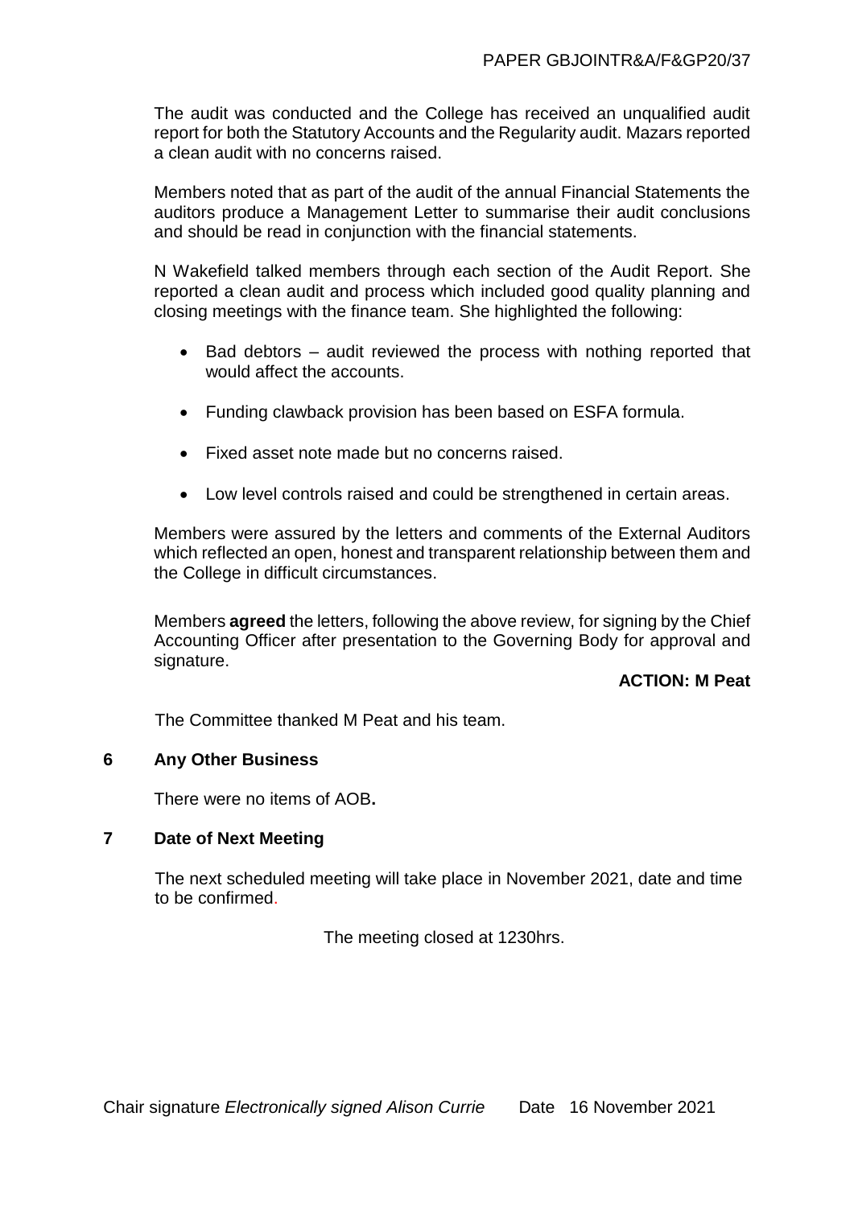The audit was conducted and the College has received an unqualified audit report for both the Statutory Accounts and the Regularity audit. Mazars reported a clean audit with no concerns raised.

Members noted that as part of the audit of the annual Financial Statements the auditors produce a Management Letter to summarise their audit conclusions and should be read in conjunction with the financial statements.

N Wakefield talked members through each section of the Audit Report. She reported a clean audit and process which included good quality planning and closing meetings with the finance team. She highlighted the following:

- Bad debtors – audit reviewed the process with nothing reported that would affect the accounts.
- Funding clawback provision has been based on ESFA formula.
- Fixed asset note made but no concerns raised.
- Low level controls raised and could be strengthened in certain areas.

Members were assured by the letters and comments of the External Auditors which reflected an open, honest and transparent relationship between them and the College in difficult circumstances.

Members **agreed** the letters, following the above review, for signing by the Chief Accounting Officer after presentation to the Governing Body for approval and signature.

**ACTION: M Peat**

The Committee thanked M Peat and his team.

## 6 Any Other Business

There were no items of AOB**.**

## 7 Date of Next Meeting

The next scheduled meeting will take place in November 2021, date and time to be confirmed.

The meeting closed at 1230hrs.

Chair signature *Electronically signed Alison Currie* Date 16 November 2021